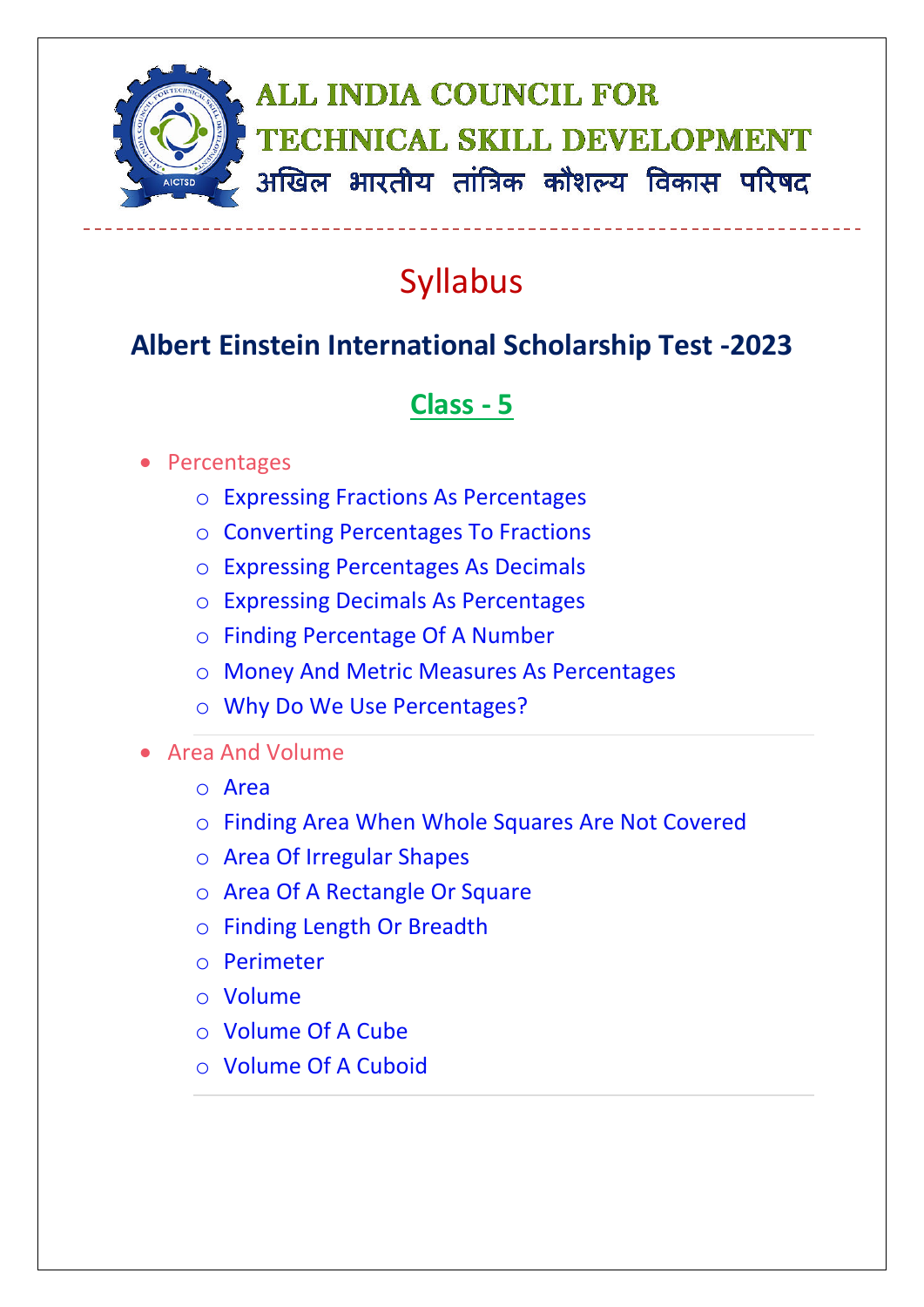# ALL INDIA COUNCIL FOR TECHNICAL SKILL DEVELOPMENT

## अखिल भारतीय तांत्रिक कौशल्य विकास परिषद

---

# Syllabus

## Albert Einstein International Scholarship Test -2023

## Class - 5

- Percentages
  - Expressing Fractions As Percentages
  - Converting Percentages To Fractions
  - Expressing Percentages As Decimals
  - Expressing Decimals As Percentages
  - Finding Percentage Of A Number
  - Money And Metric Measures As Percentages
  - Why Do We Use Percentages?
- Area And Volume
  - Area
  - Finding Area When Whole Squares Are Not Covered
  - Area Of Irregular Shapes
  - Area Of A Rectangle Or Square
  - Finding Length Or Breadth
  - Perimeter
  - Volume
  - Volume Of A Cube
  - Volume Of A Cuboid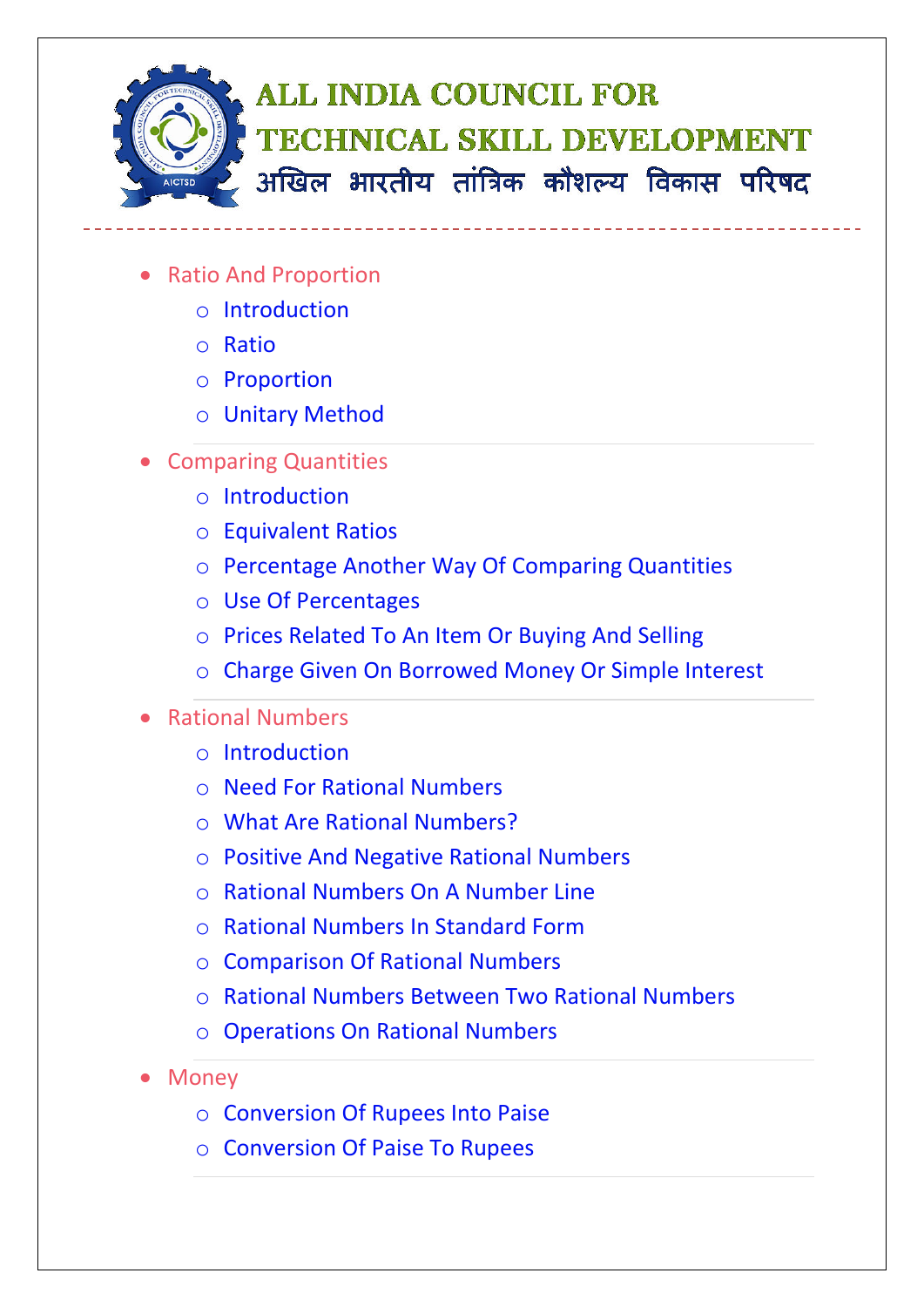- Ratio And Proportion
    - Introduction
    - Ratio
    - Proportion
    - Unitary Method
- Comparing Quantities
    - Introduction
    - Equivalent Ratios
    - Percentage Another Way Of Comparing Quantities
    - Use Of Percentages
    - Prices Related To An Item Or Buying And Selling
    - Charge Given On Borrowed Money Or Simple Interest
- Rational Numbers
    - Introduction
    - Need For Rational Numbers
    - What Are Rational Numbers?
    - Positive And Negative Rational Numbers
    - Rational Numbers On A Number Line
    - Rational Numbers In Standard Form
    - Comparison Of Rational Numbers
    - Rational Numbers Between Two Rational Numbers
    - Operations On Rational Numbers
- Money
    - Conversion Of Rupees Into Paise
    - Conversion Of Paise To Rupees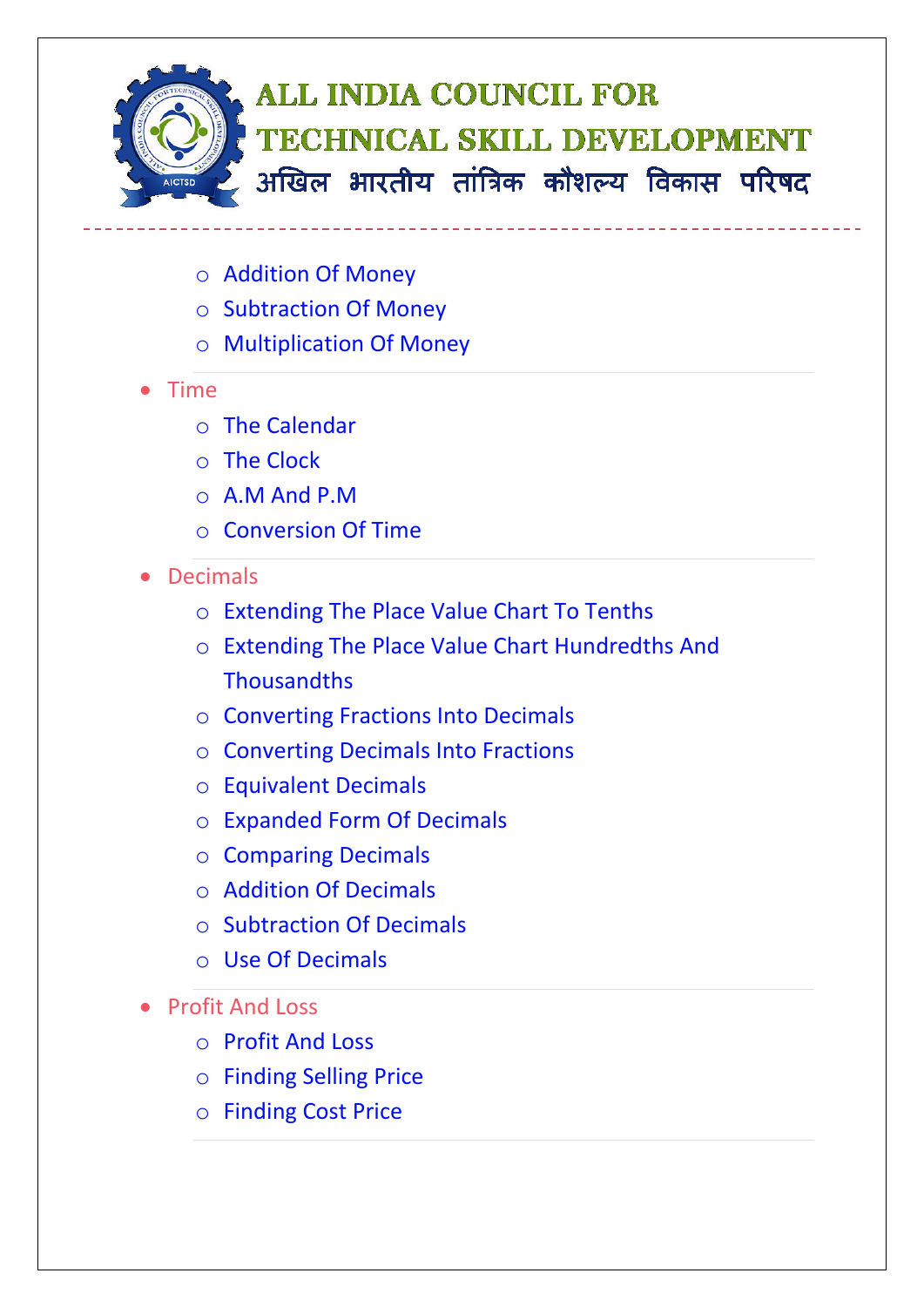- Addition Of Money
- Subtraction Of Money
- Multiplication Of Money

- Time
    - The Calendar
    - The Clock
    - A.M And P.M
    - Conversion Of Time
- Decimals
    - Extending The Place Value Chart To Tenths
    - Extending The Place Value Chart Hundredths And Thousandths
    - Converting Fractions Into Decimals
    - Converting Decimals Into Fractions
    - Equivalent Decimals
    - Expanded Form Of Decimals
    - Comparing Decimals
    - Addition Of Decimals
    - Subtraction Of Decimals
    - Use Of Decimals
- Profit And Loss
    - Profit And Loss
    - Finding Selling Price
    - Finding Cost Price